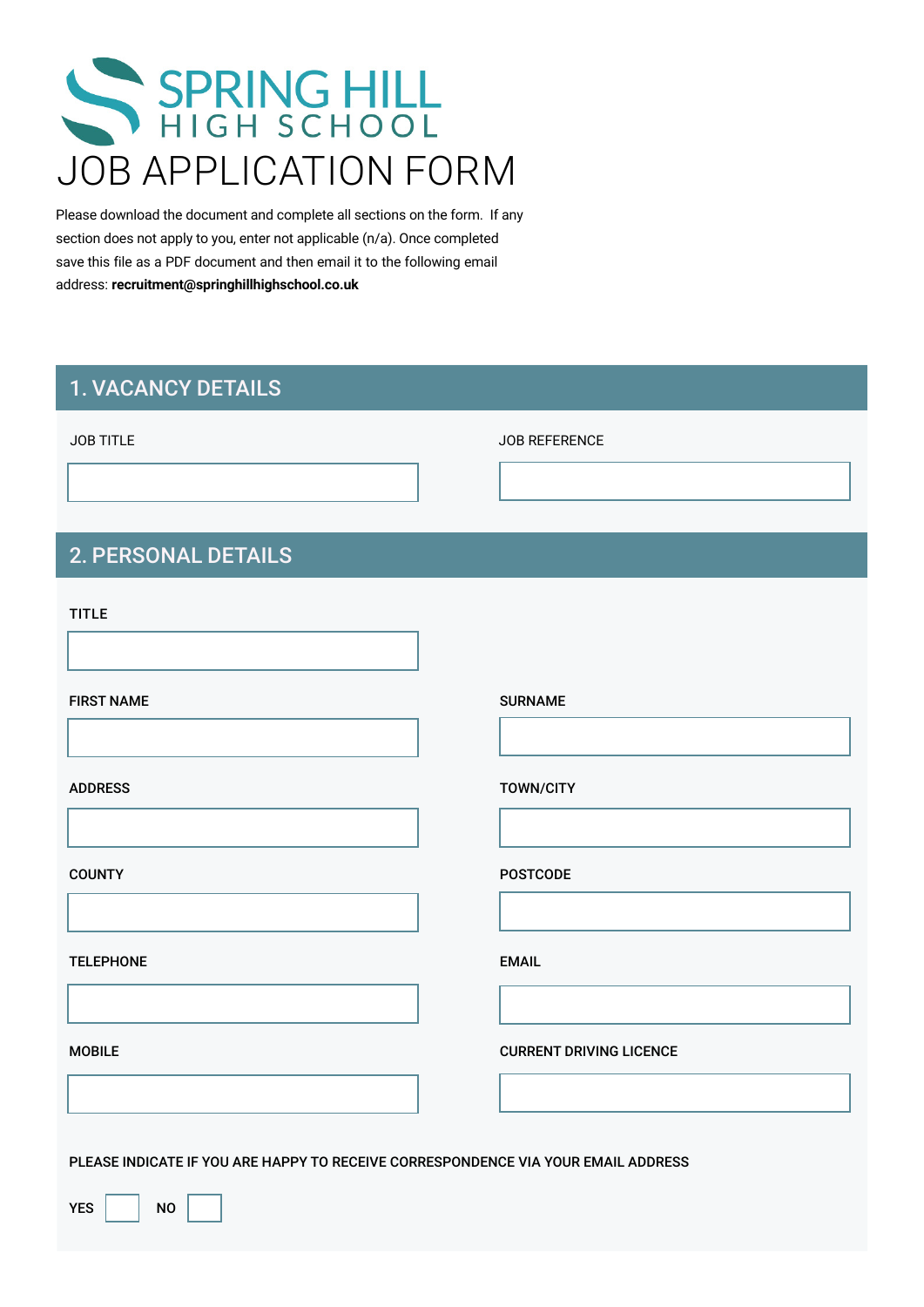# SPRING HILL HIGH SCHOOL

# JOB APPLICATION FORM

Please download the document and complete all sections on the form. If any section does not apply to you, enter not applicable (n/a). Once completed save this file as a PDF document and then email it to the following email address: **recruitment@springhillhighschool.co.uk**

## 1. VACANCY DETAILS

JOB TITLE

JOB REFERENCE

## 2. PERSONAL DETAILS

TITLE

FIRST NAME

SURNAME

ADDRESS

TOWN/CITY

COUNTY

POSTCODE

TELEPHONE

EMAIL

MOBILE

CURRENT DRIVING LICENCE

PLEASE INDICATE IF YOU ARE HAPPY TO RECEIVE CORRESPONDENCE VIA YOUR EMAIL ADDRESS

YES ☐ NO ☐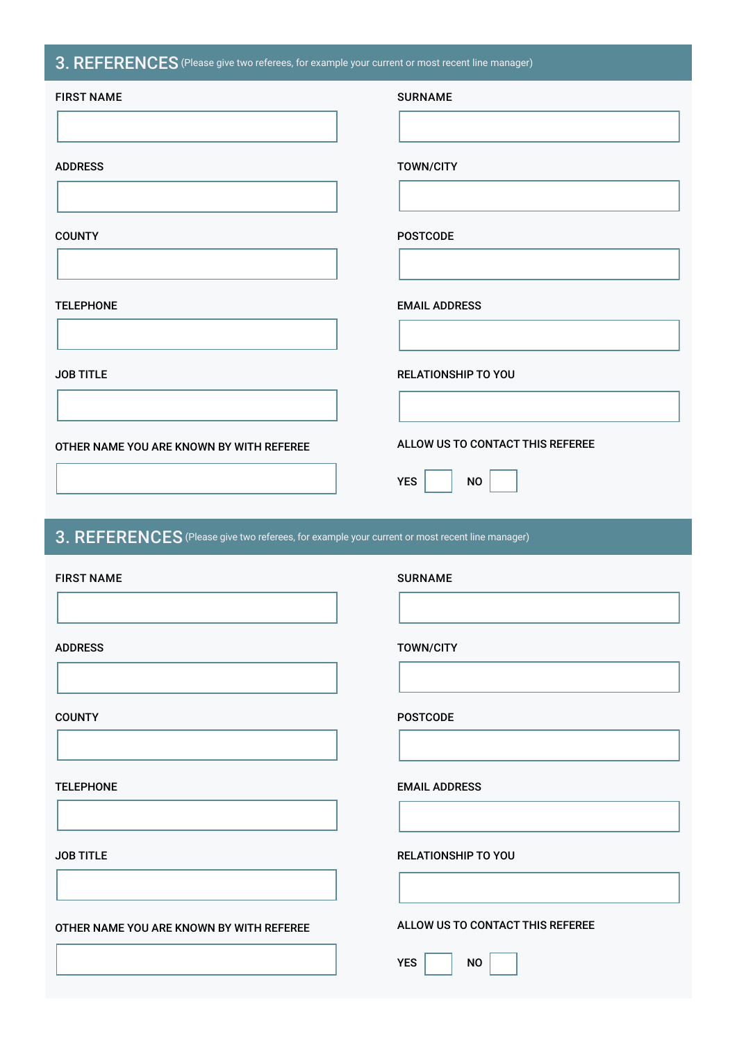## 3. REFERENCES (Please give two referees, for example your current or most recent line manager)

FIRST NAME

SURNAME

ADDRESS

TOWN/CITY

COUNTY

POSTCODE

TELEPHONE

EMAIL ADDRESS

JOB TITLE

RELATIONSHIP TO YOU

OTHER NAME YOU ARE KNOWN BY WITH REFEREE

ALLOW US TO CONTACT THIS REFEREE

YES ☐ NO ☐

## 3. REFERENCES (Please give two referees, for example your current or most recent line manager)

FIRST NAME

SURNAME

ADDRESS

TOWN/CITY

COUNTY

POSTCODE

TELEPHONE

EMAIL ADDRESS

JOB TITLE

RELATIONSHIP TO YOU

OTHER NAME YOU ARE KNOWN BY WITH REFEREE

ALLOW US TO CONTACT THIS REFEREE

YES ☐ NO ☐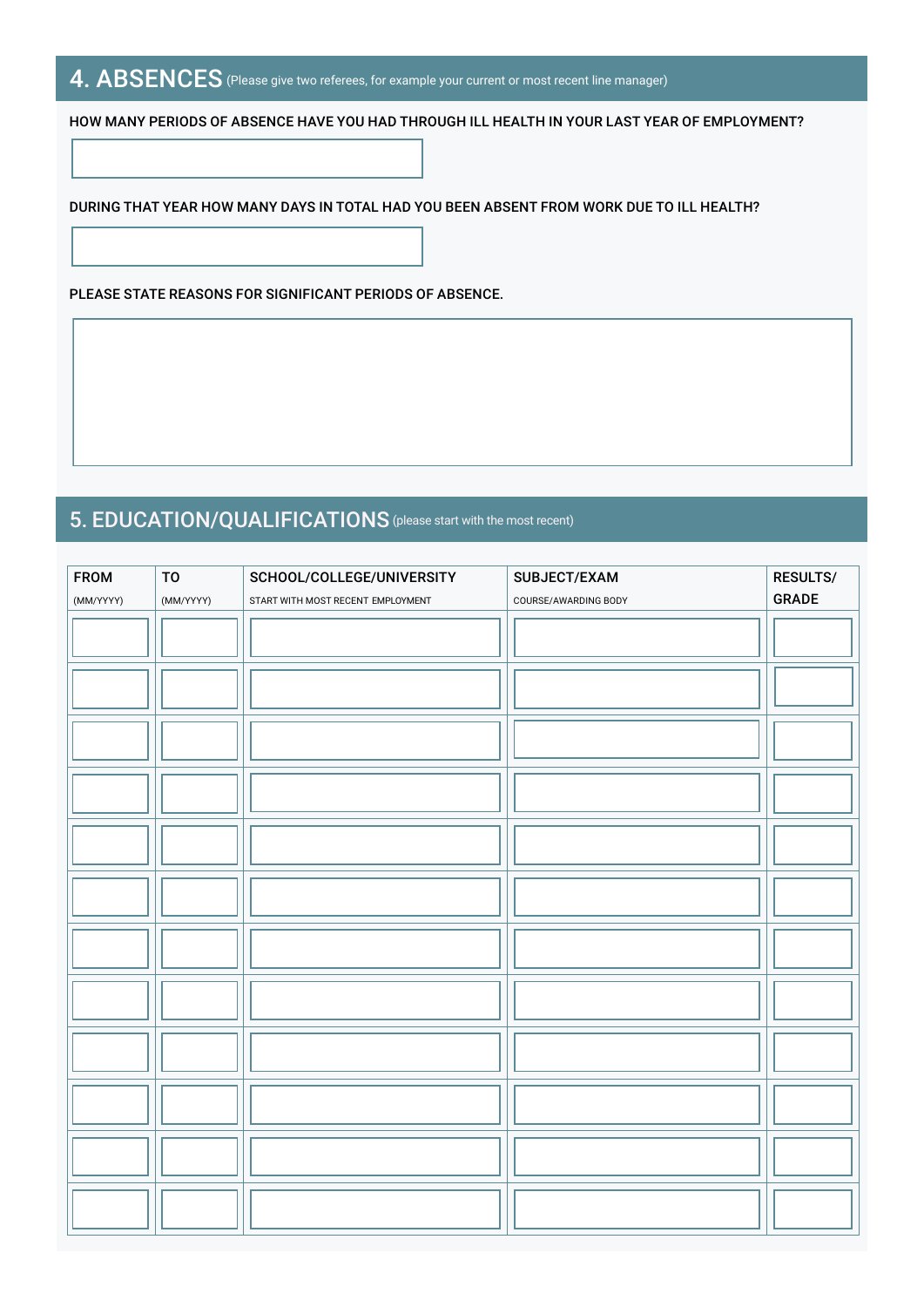## 4. ABSENCES (Please give two referees, for example your current or most recent line manager)

HOW MANY PERIODS OF ABSENCE HAVE YOU HAD THROUGH ILL HEALTH IN YOUR LAST YEAR OF EMPLOYMENT?

DURING THAT YEAR HOW MANY DAYS IN TOTAL HAD YOU BEEN ABSENT FROM WORK DUE TO ILL HEALTH?

PLEASE STATE REASONS FOR SIGNIFICANT PERIODS OF ABSENCE.

## 5. EDUCATION/QUALIFICATIONS (please start with the most recent)

| FROM (MM/YYYY) | TO (MM/YYYY) | SCHOOL/COLLEGE/UNIVERSITY START WITH MOST RECENT EMPLOYMENT | SUBJECT/EXAM COURSE/AWARDING BODY | RESULTS/ GRADE |
|---|---|---|---|---|
| | | | | |
| | | | | |
| | | | | |
| | | | | |
| | | | | |
| | | | | |
| | | | | |
| | | | | |
| | | | | |
| | | | | |
| | | | | |
| | | | | |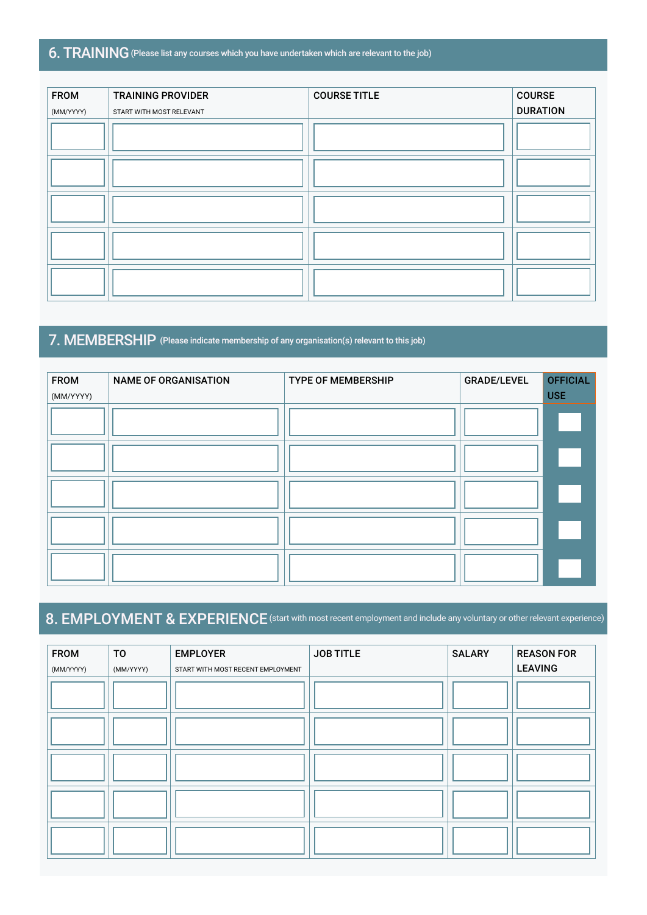## 6. TRAINING (Please list any courses which you have undertaken which are relevant to the job)

| FROM (MM/YYYY) | TRAINING PROVIDER START WITH MOST RELEVANT | COURSE TITLE | COURSE DURATION |
|---|---|---|---|
| | | | |
| | | | |
| | | | |
| | | | |
| | | | |

## 7. MEMBERSHIP (Please indicate membership of any organisation(s) relevant to this job)

| FROM (MM/YYYY) | NAME OF ORGANISATION | TYPE OF MEMBERSHIP | GRADE/LEVEL | OFFICIAL USE |
|---|---|---|---|---|
| | | | | |
| | | | | |
| | | | | |
| | | | | |
| | | | | |

## 8. EMPLOYMENT & EXPERIENCE (start with most recent employment and include any voluntary or other relevant experience)

| FROM (MM/YYYY) | TO (MM/YYYY) | EMPLOYER START WITH MOST RECENT EMPLOYMENT | JOB TITLE | SALARY | REASON FOR LEAVING |
|---|---|---|---|---|---|
| | | | | | |
| | | | | | |
| | | | | | |
| | | | | | |
| | | | | | |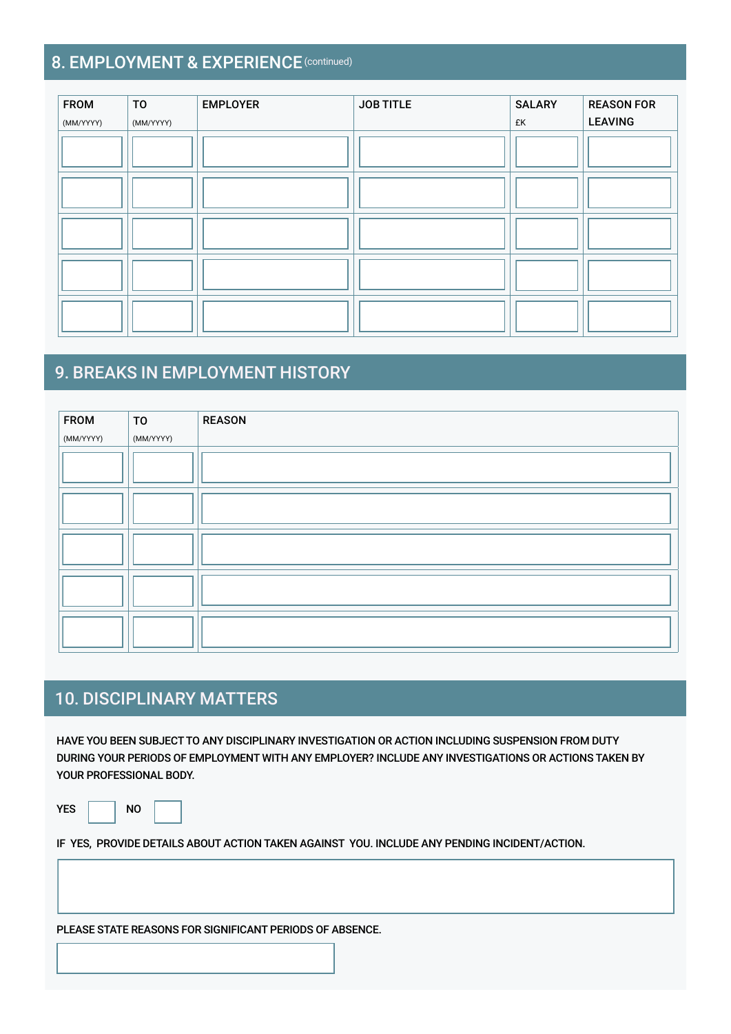## 8. EMPLOYMENT & EXPERIENCE (continued)

| FROM (MM/YYYY) | TO (MM/YYYY) | EMPLOYER | JOB TITLE | SALARY £K | REASON FOR LEAVING |
|---|---|---|---|---|---|
| | | | | | |
| | | | | | |
| | | | | | |
| | | | | | |
| | | | | | |

## 9. BREAKS IN EMPLOYMENT HISTORY

| FROM (MM/YYYY) | TO (MM/YYYY) | REASON |
|---|---|---|
| | | |
| | | |
| | | |
| | | |
| | | |

## 10. DISCIPLINARY MATTERS

HAVE YOU BEEN SUBJECT TO ANY DISCIPLINARY INVESTIGATION OR ACTION INCLUDING SUSPENSION FROM DUTY DURING YOUR PERIODS OF EMPLOYMENT WITH ANY EMPLOYER? INCLUDE ANY INVESTIGATIONS OR ACTIONS TAKEN BY YOUR PROFESSIONAL BODY.

YES ☐ NO ☐

IF YES, PROVIDE DETAILS ABOUT ACTION TAKEN AGAINST YOU. INCLUDE ANY PENDING INCIDENT/ACTION.

PLEASE STATE REASONS FOR SIGNIFICANT PERIODS OF ABSENCE.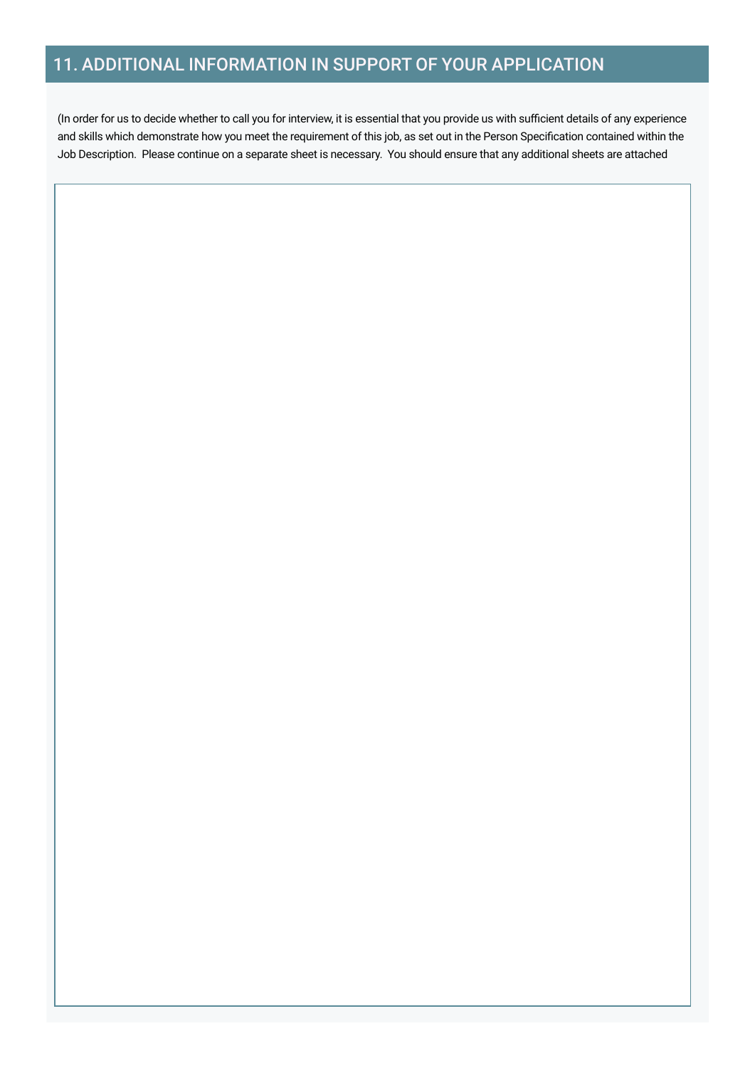## 11. ADDITIONAL INFORMATION IN SUPPORT OF YOUR APPLICATION

(In order for us to decide whether to call you for interview, it is essential that you provide us with sufficient details of any experience and skills which demonstrate how you meet the requirement of this job, as set out in the Person Specification contained within the Job Description. Please continue on a separate sheet is necessary. You should ensure that any additional sheets are attached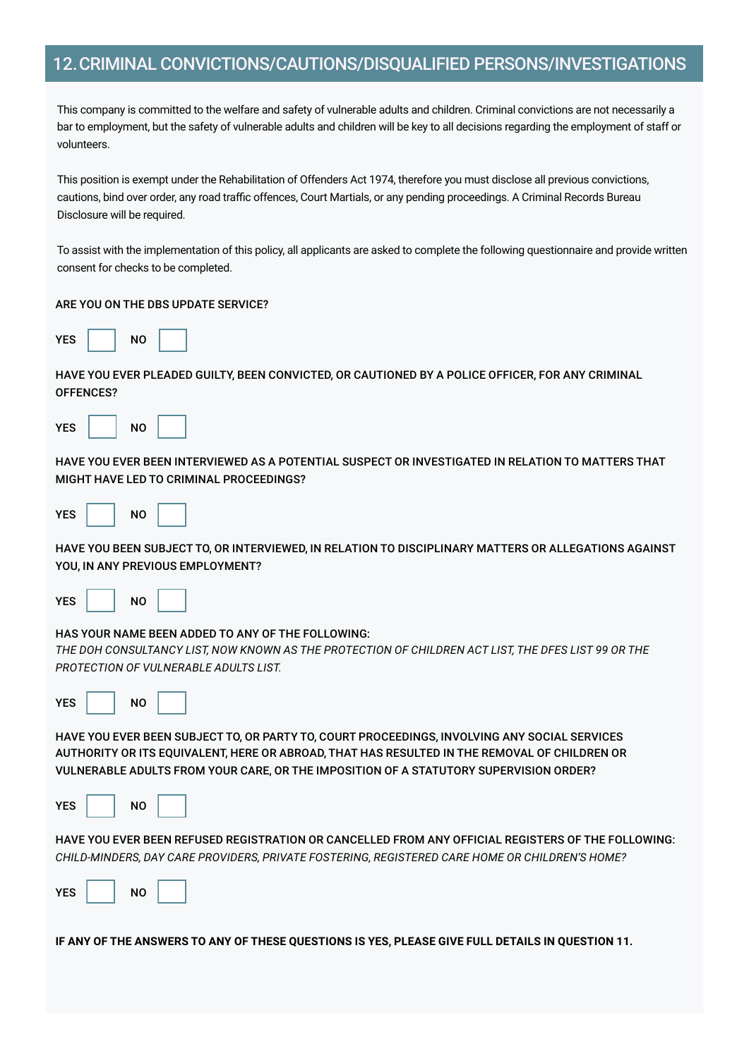## 12. CRIMINAL CONVICTIONS/CAUTIONS/DISQUALIFIED PERSONS/INVESTIGATIONS

This company is committed to the welfare and safety of vulnerable adults and children. Criminal convictions are not necessarily a bar to employment, but the safety of vulnerable adults and children will be key to all decisions regarding the employment of staff or volunteers.

This position is exempt under the Rehabilitation of Offenders Act 1974, therefore you must disclose all previous convictions, cautions, bind over order, any road traffic offences, Court Martials, or any pending proceedings. A Criminal Records Bureau Disclosure will be required.

To assist with the implementation of this policy, all applicants are asked to complete the following questionnaire and provide written consent for checks to be completed.

**ARE YOU ON THE DBS UPDATE SERVICE?**

**YES** ☐ **NO** ☐

**HAVE YOU EVER PLEADED GUILTY, BEEN CONVICTED, OR CAUTIONED BY A POLICE OFFICER, FOR ANY CRIMINAL OFFENCES?**

**YES** ☐ **NO** ☐

**HAVE YOU EVER BEEN INTERVIEWED AS A POTENTIAL SUSPECT OR INVESTIGATED IN RELATION TO MATTERS THAT MIGHT HAVE LED TO CRIMINAL PROCEEDINGS?**

**YES** ☐ **NO** ☐

**HAVE YOU BEEN SUBJECT TO, OR INTERVIEWED, IN RELATION TO DISCIPLINARY MATTERS OR ALLEGATIONS AGAINST YOU, IN ANY PREVIOUS EMPLOYMENT?**

**YES** ☐ **NO** ☐

**HAS YOUR NAME BEEN ADDED TO ANY OF THE FOLLOWING:**
*THE DOH CONSULTANCY LIST, NOW KNOWN AS THE PROTECTION OF CHILDREN ACT LIST, THE DFES LIST 99 OR THE PROTECTION OF VULNERABLE ADULTS LIST.*

**YES** ☐ **NO** ☐

**HAVE YOU EVER BEEN SUBJECT TO, OR PARTY TO, COURT PROCEEDINGS, INVOLVING ANY SOCIAL SERVICES AUTHORITY OR ITS EQUIVALENT, HERE OR ABROAD, THAT HAS RESULTED IN THE REMOVAL OF CHILDREN OR VULNERABLE ADULTS FROM YOUR CARE, OR THE IMPOSITION OF A STATUTORY SUPERVISION ORDER?**

**YES** ☐ **NO** ☐

**HAVE YOU EVER BEEN REFUSED REGISTRATION OR CANCELLED FROM ANY OFFICIAL REGISTERS OF THE FOLLOWING:**
*CHILD-MINDERS, DAY CARE PROVIDERS, PRIVATE FOSTERING, REGISTERED CARE HOME OR CHILDREN'S HOME?*

**YES** ☐ **NO** ☐

**IF ANY OF THE ANSWERS TO ANY OF THESE QUESTIONS IS YES, PLEASE GIVE FULL DETAILS IN QUESTION 11.**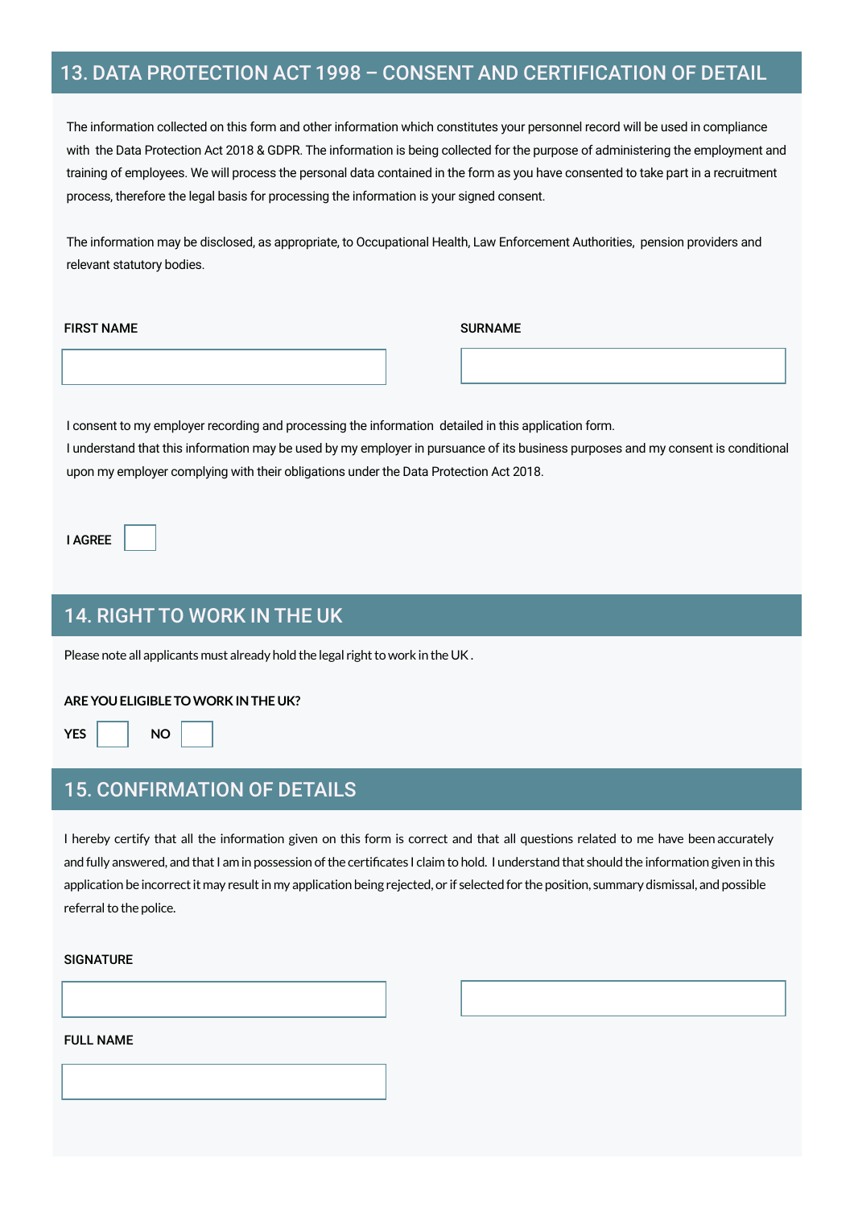## 13. DATA PROTECTION ACT 1998 – CONSENT AND CERTIFICATION OF DETAIL

The information collected on this form and other information which constitutes your personnel record will be used in compliance with the Data Protection Act 2018 & GDPR. The information is being collected for the purpose of administering the employment and training of employees. We will process the personal data contained in the form as you have consented to take part in a recruitment process, therefore the legal basis for processing the information is your signed consent.

The information may be disclosed, as appropriate, to Occupational Health, Law Enforcement Authorities, pension providers and relevant statutory bodies.

**FIRST NAME** ______________________

**SURNAME** ______________________

I consent to my employer recording and processing the information detailed in this application form.
I understand that this information may be used by my employer in pursuance of its business purposes and my consent is conditional upon my employer complying with their obligations under the Data Protection Act 2018.

**I AGREE** ☐

## 14. RIGHT TO WORK IN THE UK

Please note all applicants must already hold the legal right to work in the UK .

**ARE YOU ELIGIBLE TO WORK IN THE UK?**

**YES** ☐ **NO** ☐

## 15. CONFIRMATION OF DETAILS

I hereby certify that all the information given on this form is correct and that all questions related to me have been accurately and fully answered, and that I am in possession of the certificates I claim to hold. I understand that should the information given in this application be incorrect it may result in my application being rejected, or if selected for the position, summary dismissal, and possible referral to the police.

**SIGNATURE** ______________________ ______________________

**FULL NAME** ______________________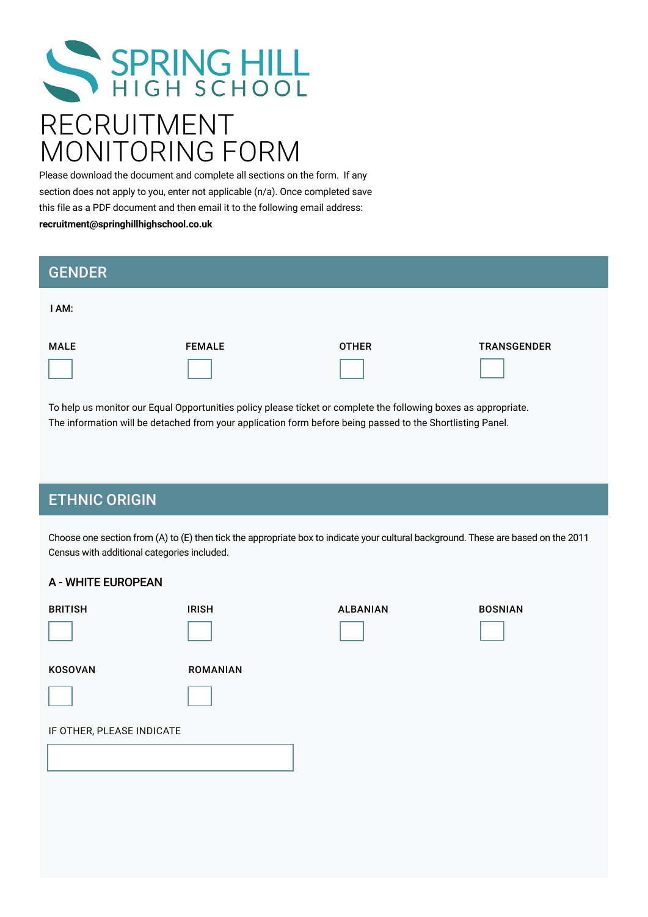SPRING HILL
HIGH SCHOOL

# RECRUITMENT MONITORING FORM

Please download the document and complete all sections on the form. If any section does not apply to you, enter not applicable (n/a). Once completed save this file as a PDF document and then email it to the following email address: **recruitment@springhillhighschool.co.uk**

## GENDER

I AM:

MALE ☐

FEMALE ☐

OTHER ☐

TRANSGENDER ☐

To help us monitor our Equal Opportunities policy please ticket or complete the following boxes as appropriate. The information will be detached from your application form before being passed to the Shortlisting Panel.

## ETHNIC ORIGIN

Choose one section from (A) to (E) then tick the appropriate box to indicate your cultural background. These are based on the 2011 Census with additional categories included.

### A - WHITE EUROPEAN

BRITISH ☐

IRISH ☐

ALBANIAN ☐

BOSNIAN ☐

KOSOVAN ☐

ROMANIAN ☐

IF OTHER, PLEASE INDICATE

____________________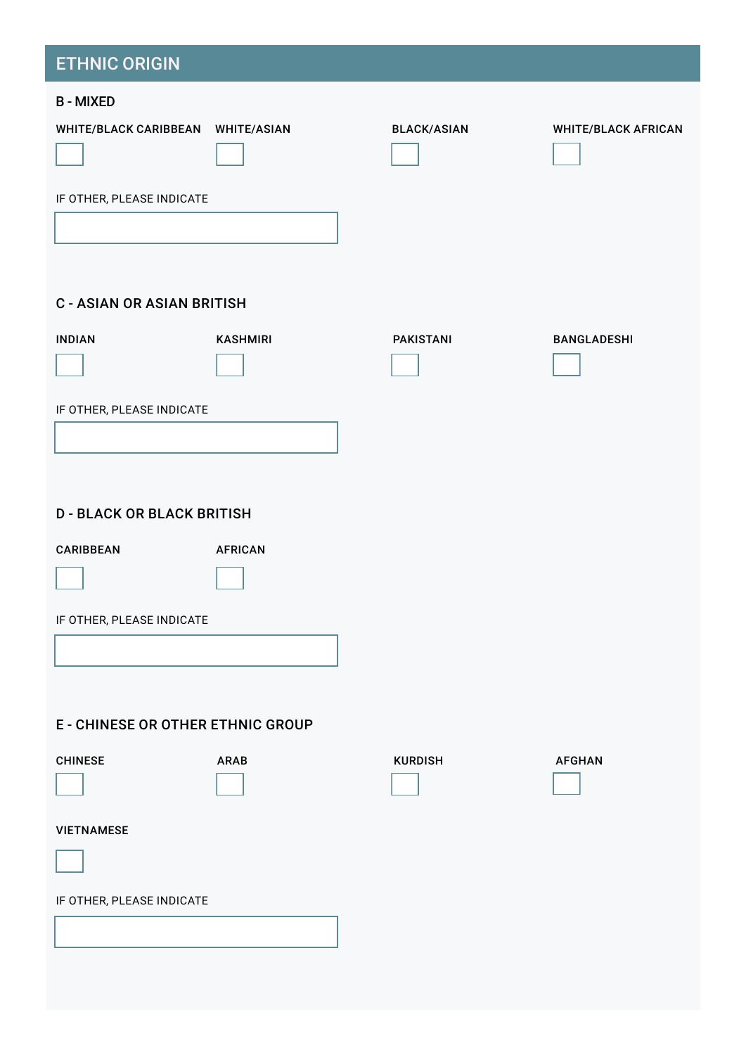## ETHNIC ORIGIN

### B - MIXED

WHITE/BLACK CARIBBEAN ☐

WHITE/ASIAN ☐

BLACK/ASIAN ☐

WHITE/BLACK AFRICAN ☐

IF OTHER, PLEASE INDICATE

### C - ASIAN OR ASIAN BRITISH

INDIAN ☐

KASHMIRI ☐

PAKISTANI ☐

BANGLADESHI ☐

IF OTHER, PLEASE INDICATE

### D - BLACK OR BLACK BRITISH

CARIBBEAN ☐

AFRICAN ☐

IF OTHER, PLEASE INDICATE

### E - CHINESE OR OTHER ETHNIC GROUP

CHINESE ☐

ARAB ☐

KURDISH ☐

AFGHAN ☐

VIETNAMESE ☐

IF OTHER, PLEASE INDICATE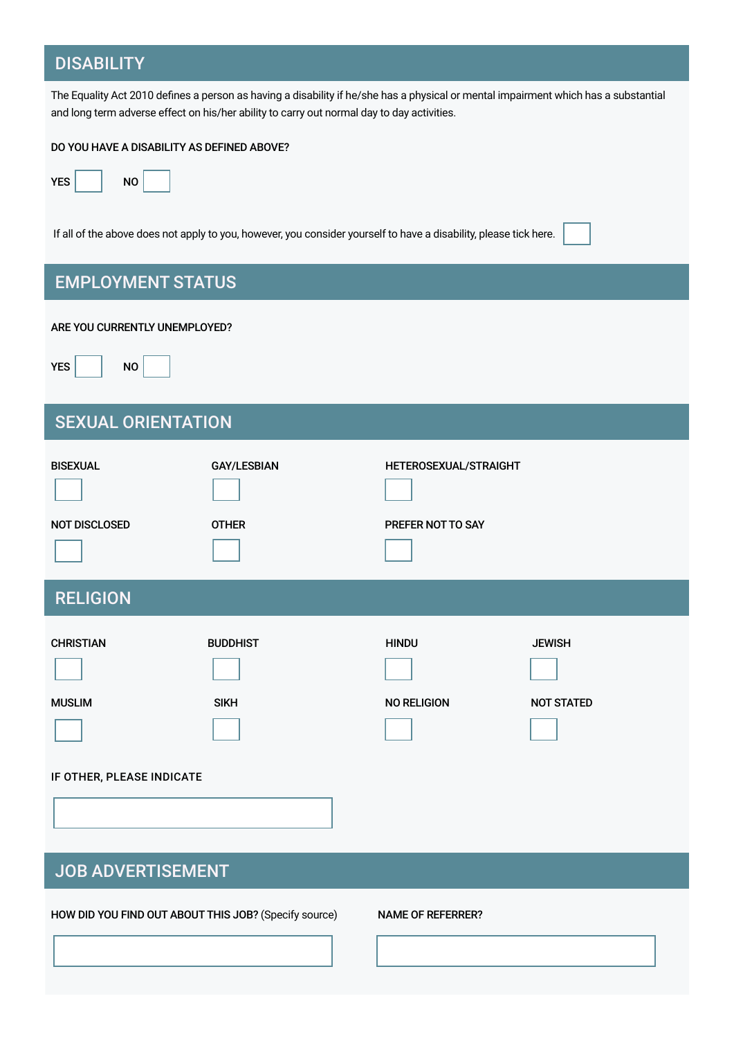## DISABILITY

The Equality Act 2010 defines a person as having a disability if he/she has a physical or mental impairment which has a substantial and long term adverse effect on his/her ability to carry out normal day to day activities.

DO YOU HAVE A DISABILITY AS DEFINED ABOVE?

YES ☐ NO ☐

If all of the above does not apply to you, however, you consider yourself to have a disability, please tick here. ☐

## EMPLOYMENT STATUS

ARE YOU CURRENTLY UNEMPLOYED?

YES ☐ NO ☐

## SEXUAL ORIENTATION

| BISEXUAL | GAY/LESBIAN | HETEROSEXUAL/STRAIGHT |
|---|---|---|
| ☐ | ☐ | ☐ |
| NOT DISCLOSED | OTHER | PREFER NOT TO SAY |
| ☐ | ☐ | ☐ |

## RELIGION

| CHRISTIAN | BUDDHIST | HINDU | JEWISH |
|---|---|---|---|
| ☐ | ☐ | ☐ | ☐ |
| MUSLIM | SIKH | NO RELIGION | NOT STATED |
| ☐ | ☐ | ☐ | ☐ |

IF OTHER, PLEASE INDICATE

______________________

## JOB ADVERTISEMENT

HOW DID YOU FIND OUT ABOUT THIS JOB? (Specify source)

______________________

NAME OF REFERRER?

______________________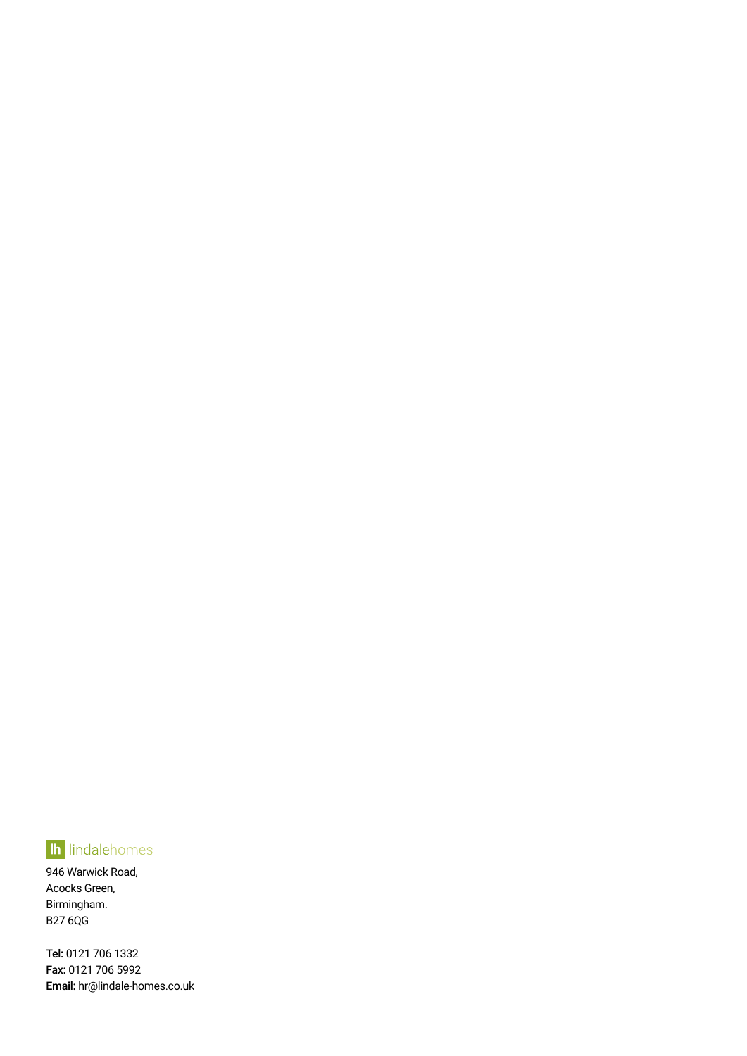lindalehomes

946 Warwick Road,
Acocks Green,
Birmingham.
B27 6QG

**Tel:** 0121 706 1332
**Fax:** 0121 706 5992
**Email:** hr@lindale-homes.co.uk